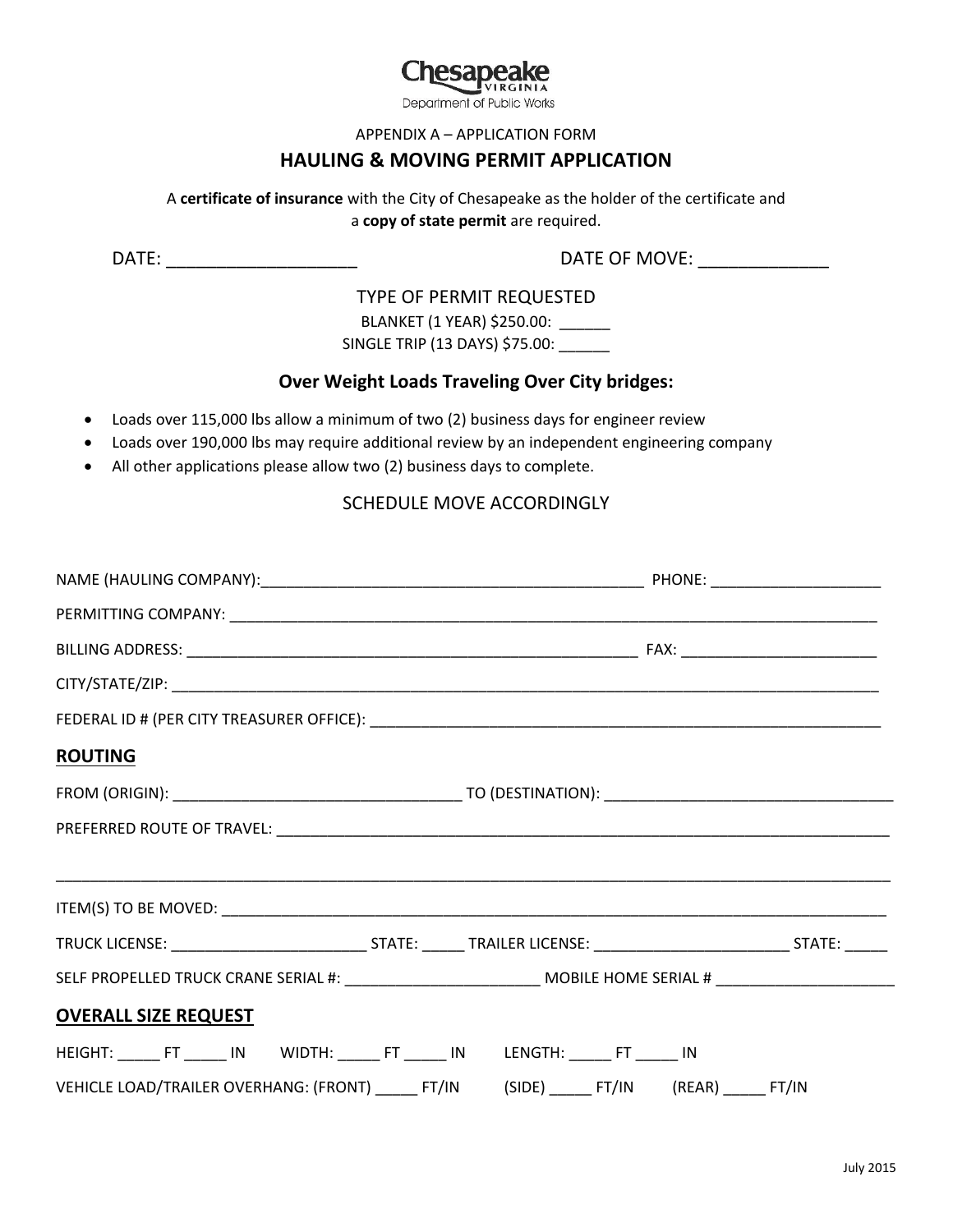Chesapeake
VIRGINIA
Department of Public Works

APPENDIX A – APPLICATION FORM

# HAULING & MOVING PERMIT APPLICATION

A **certificate of insurance** with the City of Chesapeake as the holder of the certificate and a **copy of state permit** are required.

DATE: ___________________ DATE OF MOVE: _____________

TYPE OF PERMIT REQUESTED

BLANKET (1 YEAR) $250.00: ______

SINGLE TRIP (13 DAYS) $75.00: ______

**Over Weight Loads Traveling Over City bridges:**

- Loads over 115,000 lbs allow a minimum of two (2) business days for engineer review
- Loads over 190,000 lbs may require additional review by an independent engineering company
- All other applications please allow two (2) business days to complete.

SCHEDULE MOVE ACCORDINGLY

NAME (HAULING COMPANY):_______________________________________________ PHONE: ____________________

PERMITTING COMPANY: _________________________________________________________________________________

BILLING ADDRESS: ________________________________________________________ FAX: _______________________

CITY/STATE/ZIP: ____________________________________________________________________________________________

FEDERAL ID # (PER CITY TREASURER OFFICE): ______________________________________________________________

## ROUTING

FROM (ORIGIN): __________________________________ TO (DESTINATION): __________________________________

PREFERRED ROUTE OF TRAVEL: ___________________________________________________________________________

_____________________________________________________________________________________________________

ITEM(S) TO BE MOVED: ________________________________________________________________________________

TRUCK LICENSE: _______________________ STATE: _____ TRAILER LICENSE: _______________________ STATE: _____

SELF PROPELLED TRUCK CRANE SERIAL #: _______________________ MOBILE HOME SERIAL # _____________________

## OVERALL SIZE REQUEST

HEIGHT: _____ FT _____ IN WIDTH: _____ FT _____ IN LENGTH: _____ FT _____ IN

VEHICLE LOAD/TRAILER OVERHANG: (FRONT) _____ FT/IN (SIDE) _____ FT/IN (REAR) _____ FT/IN

July 2015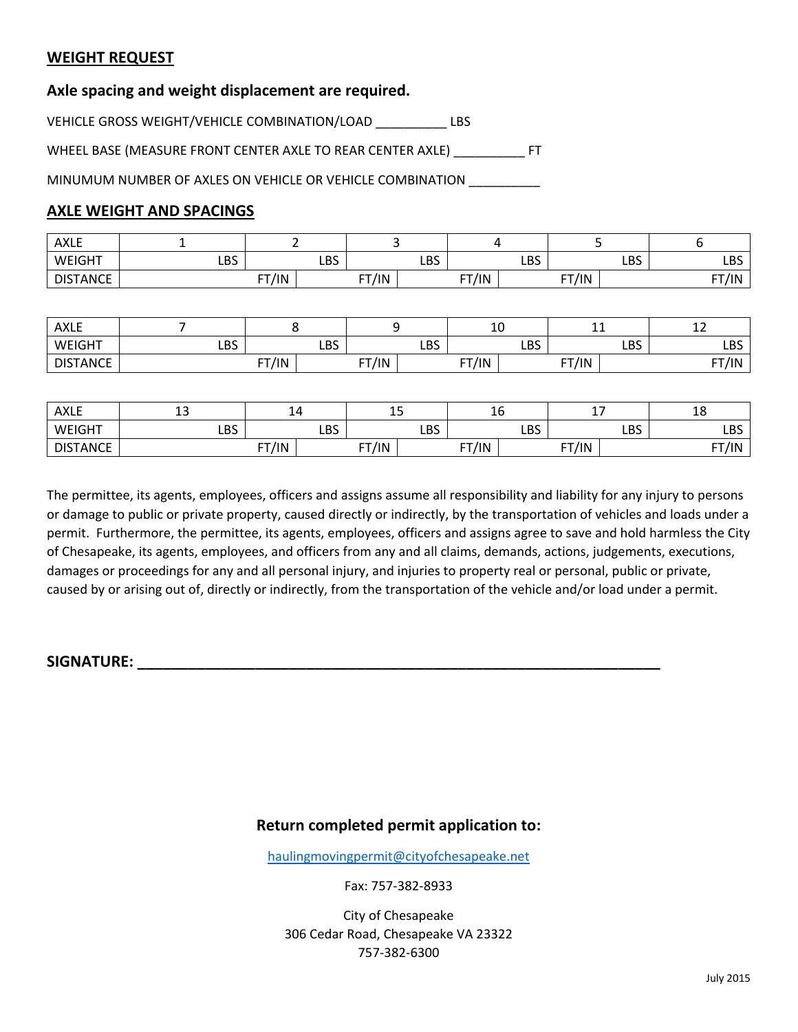## WEIGHT REQUEST

### Axle spacing and weight displacement are required.

VEHICLE GROSS WEIGHT/VEHICLE COMBINATION/LOAD __________ LBS

WHEEL BASE (MEASURE FRONT CENTER AXLE TO REAR CENTER AXLE) __________ FT

MINUMUM NUMBER OF AXLES ON VEHICLE OR VEHICLE COMBINATION __________

## AXLE WEIGHT AND SPACINGS

| AXLE | 1 | 2 | 3 | 4 | 5 | 6 |
|---|---|---|---|---|---|---|
| WEIGHT | LBS | LBS | LBS | LBS | LBS | LBS |
| DISTANCE | FT/IN | FT/IN | FT/IN | FT/IN | FT/IN | |

| AXLE | 7 | 8 | 9 | 10 | 11 | 12 |
|---|---|---|---|---|---|---|
| WEIGHT | LBS | LBS | LBS | LBS | LBS | LBS |
| DISTANCE | FT/IN | FT/IN | FT/IN | FT/IN | FT/IN | |

| AXLE | 13 | 14 | 15 | 16 | 17 | 18 |
|---|---|---|---|---|---|---|
| WEIGHT | LBS | LBS | LBS | LBS | LBS | LBS |
| DISTANCE | FT/IN | FT/IN | FT/IN | FT/IN | FT/IN | |

The permittee, its agents, employees, officers and assigns assume all responsibility and liability for any injury to persons or damage to public or private property, caused directly or indirectly, by the transportation of vehicles and loads under a permit. Furthermore, the permittee, its agents, employees, officers and assigns agree to save and hold harmless the City of Chesapeake, its agents, employees, and officers from any and all claims, demands, actions, judgements, executions, damages or proceedings for any and all personal injury, and injuries to property real or personal, public or private, caused by or arising out of, directly or indirectly, from the transportation of the vehicle and/or load under a permit.

**SIGNATURE: ______________________________________________________________**

**Return completed permit application to:**

haulingmovingpermit@cityofchesapeake.net

Fax: 757-382-8933

City of Chesapeake
306 Cedar Road, Chesapeake VA 23322
757-382-6300

July 2015